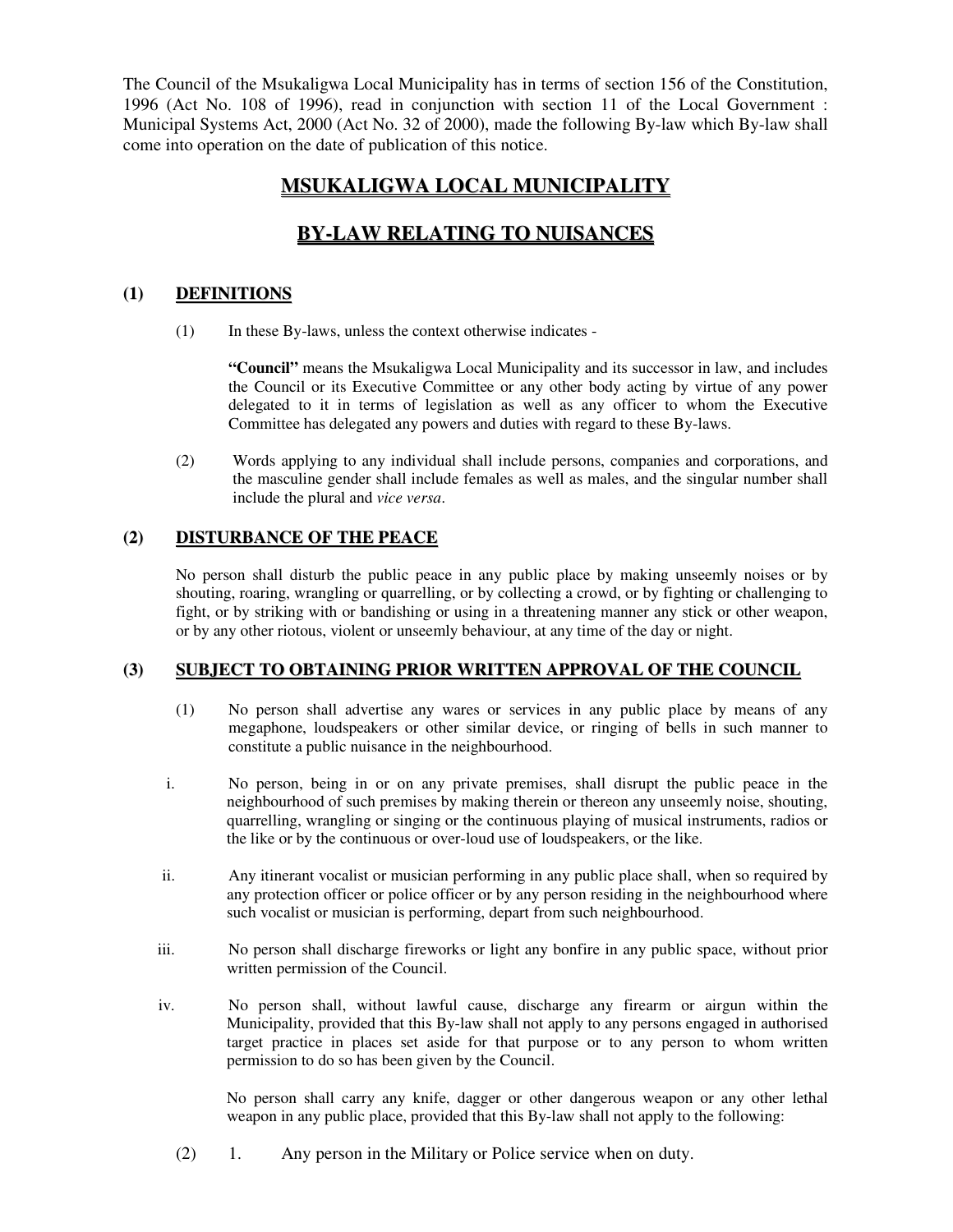The Council of the Msukaligwa Local Municipality has in terms of section 156 of the Constitution, 1996 (Act No. 108 of 1996), read in conjunction with section 11 of the Local Government : Municipal Systems Act, 2000 (Act No. 32 of 2000), made the following By-law which By-law shall come into operation on the date of publication of this notice.

# MSUKALIGWA LOCAL MUNICIPALITY

# BY-LAW RELATING TO NUISANCES

## (1) DEFINITIONS

(1) In these By-laws, unless the context otherwise indicates -

**"Council"** means the Msukaligwa Local Municipality and its successor in law, and includes the Council or its Executive Committee or any other body acting by virtue of any power delegated to it in terms of legislation as well as any officer to whom the Executive Committee has delegated any powers and duties with regard to these By-laws.

(2) Words applying to any individual shall include persons, companies and corporations, and the masculine gender shall include females as well as males, and the singular number shall include the plural and *vice versa*.

## (2) DISTURBANCE OF THE PEACE

No person shall disturb the public peace in any public place by making unseemly noises or by shouting, roaring, wrangling or quarrelling, or by collecting a crowd, or by fighting or challenging to fight, or by striking with or bandishing or using in a threatening manner any stick or other weapon, or by any other riotous, violent or unseemly behaviour, at any time of the day or night.

## (3) SUBJECT TO OBTAINING PRIOR WRITTEN APPROVAL OF THE COUNCIL

(1) No person shall advertise any wares or services in any public place by means of any megaphone, loudspeakers or other similar device, or ringing of bells in such manner to constitute a public nuisance in the neighbourhood.

i. No person, being in or on any private premises, shall disrupt the public peace in the neighbourhood of such premises by making therein or thereon any unseemly noise, shouting, quarrelling, wrangling or singing or the continuous playing of musical instruments, radios or the like or by the continuous or over-loud use of loudspeakers, or the like.

ii. Any itinerant vocalist or musician performing in any public place shall, when so required by any protection officer or police officer or by any person residing in the neighbourhood where such vocalist or musician is performing, depart from such neighbourhood.

iii. No person shall discharge fireworks or light any bonfire in any public space, without prior written permission of the Council.

iv. No person shall, without lawful cause, discharge any firearm or airgun within the Municipality, provided that this By-law shall not apply to any persons engaged in authorised target practice in places set aside for that purpose or to any person to whom written permission to do so has been given by the Council.

No person shall carry any knife, dagger or other dangerous weapon or any other lethal weapon in any public place, provided that this By-law shall not apply to the following:

(2) 1. Any person in the Military or Police service when on duty.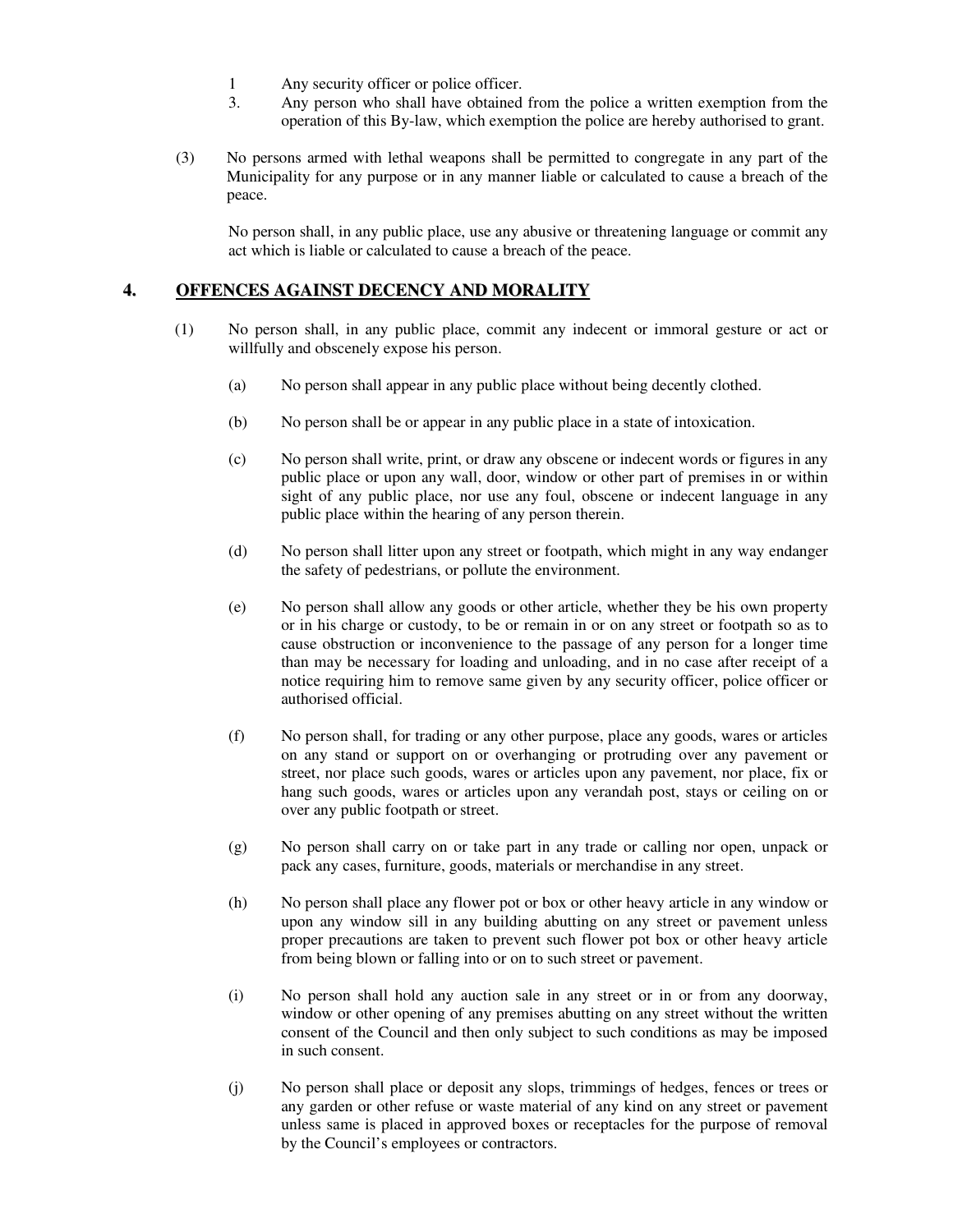1 Any security officer or police officer.

3. Any person who shall have obtained from the police a written exemption from the operation of this By-law, which exemption the police are hereby authorised to grant.

(3) No persons armed with lethal weapons shall be permitted to congregate in any part of the Municipality for any purpose or in any manner liable or calculated to cause a breach of the peace.

No person shall, in any public place, use any abusive or threatening language or commit any act which is liable or calculated to cause a breach of the peace.

## 4. OFFENCES AGAINST DECENCY AND MORALITY

(1) No person shall, in any public place, commit any indecent or immoral gesture or act or willfully and obscenely expose his person.

(a) No person shall appear in any public place without being decently clothed.

(b) No person shall be or appear in any public place in a state of intoxication.

(c) No person shall write, print, or draw any obscene or indecent words or figures in any public place or upon any wall, door, window or other part of premises in or within sight of any public place, nor use any foul, obscene or indecent language in any public place within the hearing of any person therein.

(d) No person shall litter upon any street or footpath, which might in any way endanger the safety of pedestrians, or pollute the environment.

(e) No person shall allow any goods or other article, whether they be his own property or in his charge or custody, to be or remain in or on any street or footpath so as to cause obstruction or inconvenience to the passage of any person for a longer time than may be necessary for loading and unloading, and in no case after receipt of a notice requiring him to remove same given by any security officer, police officer or authorised official.

(f) No person shall, for trading or any other purpose, place any goods, wares or articles on any stand or support on or overhanging or protruding over any pavement or street, nor place such goods, wares or articles upon any pavement, nor place, fix or hang such goods, wares or articles upon any verandah post, stays or ceiling on or over any public footpath or street.

(g) No person shall carry on or take part in any trade or calling nor open, unpack or pack any cases, furniture, goods, materials or merchandise in any street.

(h) No person shall place any flower pot or box or other heavy article in any window or upon any window sill in any building abutting on any street or pavement unless proper precautions are taken to prevent such flower pot box or other heavy article from being blown or falling into or on to such street or pavement.

(i) No person shall hold any auction sale in any street or in or from any doorway, window or other opening of any premises abutting on any street without the written consent of the Council and then only subject to such conditions as may be imposed in such consent.

(j) No person shall place or deposit any slops, trimmings of hedges, fences or trees or any garden or other refuse or waste material of any kind on any street or pavement unless same is placed in approved boxes or receptacles for the purpose of removal by the Council's employees or contractors.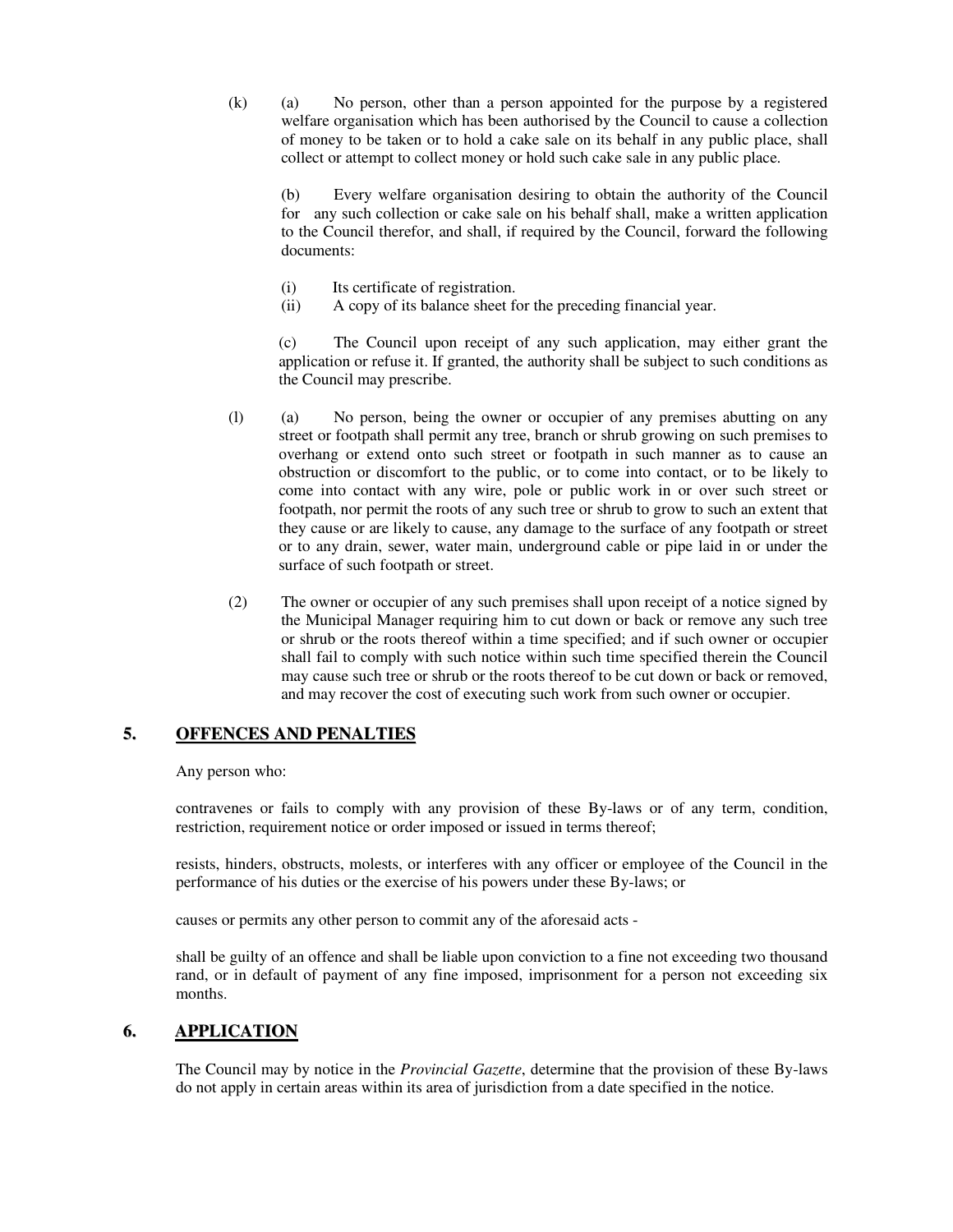(k) (a) No person, other than a person appointed for the purpose by a registered welfare organisation which has been authorised by the Council to cause a collection of money to be taken or to hold a cake sale on its behalf in any public place, shall collect or attempt to collect money or hold such cake sale in any public place.

(b) Every welfare organisation desiring to obtain the authority of the Council for any such collection or cake sale on his behalf shall, make a written application to the Council therefor, and shall, if required by the Council, forward the following documents:

(i) Its certificate of registration.
(ii) A copy of its balance sheet for the preceding financial year.

(c) The Council upon receipt of any such application, may either grant the application or refuse it. If granted, the authority shall be subject to such conditions as the Council may prescribe.

(l) (a) No person, being the owner or occupier of any premises abutting on any street or footpath shall permit any tree, branch or shrub growing on such premises to overhang or extend onto such street or footpath in such manner as to cause an obstruction or discomfort to the public, or to come into contact, or to be likely to come into contact with any wire, pole or public work in or over such street or footpath, nor permit the roots of any such tree or shrub to grow to such an extent that they cause or are likely to cause, any damage to the surface of any footpath or street or to any drain, sewer, water main, underground cable or pipe laid in or under the surface of such footpath or street.

(2) The owner or occupier of any such premises shall upon receipt of a notice signed by the Municipal Manager requiring him to cut down or back or remove any such tree or shrub or the roots thereof within a time specified; and if such owner or occupier shall fail to comply with such notice within such time specified therein the Council may cause such tree or shrub or the roots thereof to be cut down or back or removed, and may recover the cost of executing such work from such owner or occupier.

## 5. OFFENCES AND PENALTIES

Any person who:

contravenes or fails to comply with any provision of these By-laws or of any term, condition, restriction, requirement notice or order imposed or issued in terms thereof;

resists, hinders, obstructs, molests, or interferes with any officer or employee of the Council in the performance of his duties or the exercise of his powers under these By-laws; or

causes or permits any other person to commit any of the aforesaid acts -

shall be guilty of an offence and shall be liable upon conviction to a fine not exceeding two thousand rand, or in default of payment of any fine imposed, imprisonment for a person not exceeding six months.

## 6. APPLICATION

The Council may by notice in the *Provincial Gazette*, determine that the provision of these By-laws do not apply in certain areas within its area of jurisdiction from a date specified in the notice.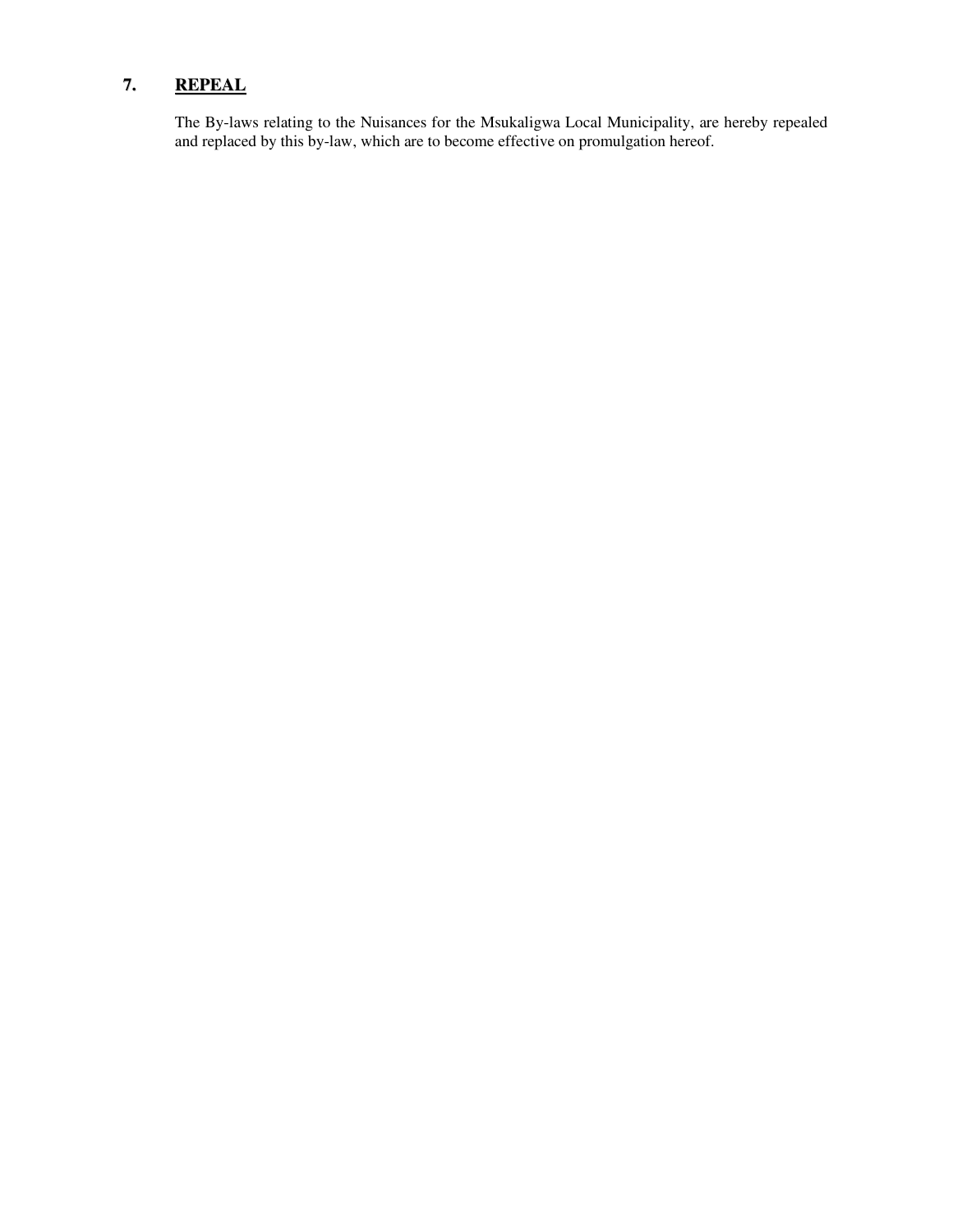## 7. **<u>REPEAL</u>**

The By-laws relating to the Nuisances for the Msukaligwa Local Municipality, are hereby repealed and replaced by this by-law, which are to become effective on promulgation hereof.